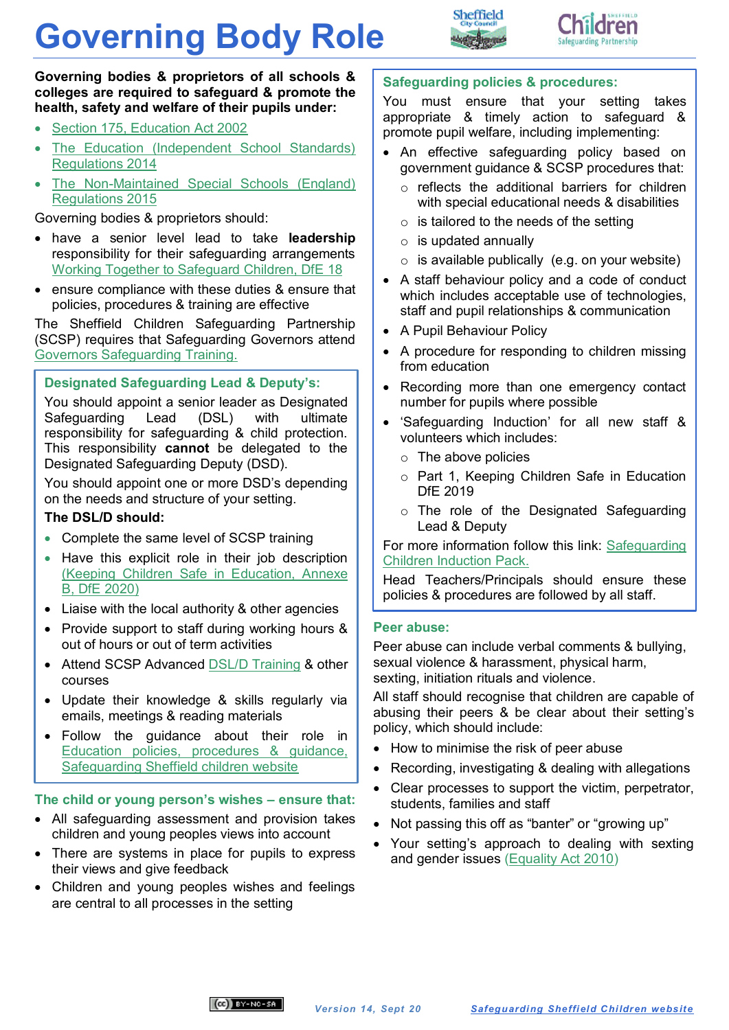# Governing Body Role

**Governing bodies & proprietors of all schools & colleges are required to safeguard & promote the health, safety and welfare of their pupils under:**

- Section 175, Education Act 2002
- The Education (Independent School Standards) Regulations 2014
- The Non-Maintained Special Schools (England) Regulations 2015

Governing bodies & proprietors should:

- have a senior level lead to take **leadership** responsibility for their safeguarding arrangements Working Together to Safeguard Children, DfE 18
- ensure compliance with these duties & ensure that policies, procedures & training are effective

The Sheffield Children Safeguarding Partnership (SCSP) requires that Safeguarding Governors attend Governors Safeguarding Training.

## Designated Safeguarding Lead & Deputy's:

You should appoint a senior leader as Designated Safeguarding Lead (DSL) with ultimate responsibility for safeguarding & child protection. This responsibility **cannot** be delegated to the Designated Safeguarding Deputy (DSD).

You should appoint one or more DSD's depending on the needs and structure of your setting.

**The DSL/D should:**

- Complete the same level of SCSP training
- Have this explicit role in their job description (Keeping Children Safe in Education, Annexe B, DfE 2020)
- Liaise with the local authority & other agencies
- Provide support to staff during working hours & out of hours or out of term activities
- Attend SCSP Advanced DSL/D Training & other courses
- Update their knowledge & skills regularly via emails, meetings & reading materials
- Follow the guidance about their role in Education policies, procedures & guidance, Safeguarding Sheffield children website

## The child or young person's wishes – ensure that:

- All safeguarding assessment and provision takes children and young peoples views into account
- There are systems in place for pupils to express their views and give feedback
- Children and young peoples wishes and feelings are central to all processes in the setting

## Safeguarding policies & procedures:

You must ensure that your setting takes appropriate & timely action to safeguard & promote pupil welfare, including implementing:

- An effective safeguarding policy based on government guidance & SCSP procedures that:
  - reflects the additional barriers for children with special educational needs & disabilities
  - is tailored to the needs of the setting
  - is updated annually
  - is available publically (e.g. on your website)
- A staff behaviour policy and a code of conduct which includes acceptable use of technologies, staff and pupil relationships & communication
- A Pupil Behaviour Policy
- A procedure for responding to children missing from education
- Recording more than one emergency contact number for pupils where possible
- 'Safeguarding Induction' for all new staff & volunteers which includes:
  - The above policies
  - Part 1, Keeping Children Safe in Education DfE 2019
  - The role of the Designated Safeguarding Lead & Deputy

For more information follow this link: Safeguarding Children Induction Pack.

Head Teachers/Principals should ensure these policies & procedures are followed by all staff.

## Peer abuse:

Peer abuse can include verbal comments & bullying, sexual violence & harassment, physical harm, sexting, initiation rituals and violence.

All staff should recognise that children are capable of abusing their peers & be clear about their setting's policy, which should include:

- How to minimise the risk of peer abuse
- Recording, investigating & dealing with allegations
- Clear processes to support the victim, perpetrator, students, families and staff
- Not passing this off as "banter" or "growing up"
- Your setting's approach to dealing with sexting and gender issues (Equality Act 2010)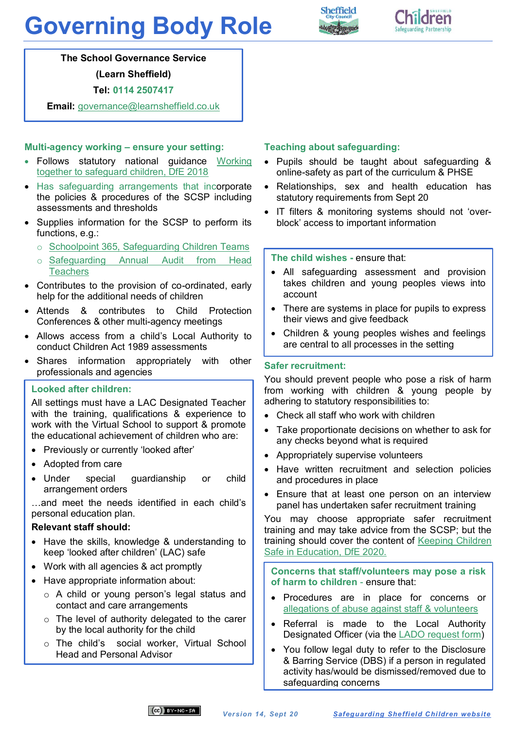# Governing Body Role

**The School Governance Service**

**(Learn Sheffield)**

**Tel:** 0114 2507417

**Email:** governance@learnsheffield.co.uk

## Multi-agency working – ensure your setting:

- Follows statutory national guidance Working together to safeguard children, DfE 2018
- Has safeguarding arrangements that incorporate the policies & procedures of the SCSP including assessments and thresholds
- Supplies information for the SCSP to perform its functions, e.g.:
  - Schoolpoint 365, Safeguarding Children Teams
  - Safeguarding Annual Audit from Head Teachers
- Contributes to the provision of co-ordinated, early help for the additional needs of children
- Attends & contributes to Child Protection Conferences & other multi-agency meetings
- Allows access from a child's Local Authority to conduct Children Act 1989 assessments
- Shares information appropriately with other professionals and agencies

## Looked after children:

All settings must have a LAC Designated Teacher with the training, qualifications & experience to work with the Virtual School to support & promote the educational achievement of children who are:

- Previously or currently 'looked after'
- Adopted from care
- Under special guardianship or child arrangement orders

…and meet the needs identified in each child's personal education plan.

**Relevant staff should:**

- Have the skills, knowledge & understanding to keep 'looked after children' (LAC) safe
- Work with all agencies & act promptly
- Have appropriate information about:
  - A child or young person's legal status and contact and care arrangements
  - The level of authority delegated to the carer by the local authority for the child
  - The child's social worker, Virtual School Head and Personal Advisor

## Teaching about safeguarding:

- Pupils should be taught about safeguarding & online-safety as part of the curriculum & PHSE
- Relationships, sex and health education has statutory requirements from Sept 20
- IT filters & monitoring systems should not 'over-block' access to important information

## The child wishes - ensure that:

- All safeguarding assessment and provision takes children and young peoples views into account
- There are systems in place for pupils to express their views and give feedback
- Children & young peoples wishes and feelings are central to all processes in the setting

## Safer recruitment:

You should prevent people who pose a risk of harm from working with children & young people by adhering to statutory responsibilities to:

- Check all staff who work with children
- Take proportionate decisions on whether to ask for any checks beyond what is required
- Appropriately supervise volunteers
- Have written recruitment and selection policies and procedures in place
- Ensure that at least one person on an interview panel has undertaken safer recruitment training

You may choose appropriate safer recruitment training and may take advice from the SCSP; but the training should cover the content of Keeping Children Safe in Education, DfE 2020.

## Concerns that staff/volunteers may pose a risk of harm to children - ensure that:

- Procedures are in place for concerns or allegations of abuse against staff & volunteers
- Referral is made to the Local Authority Designated Officer (via the LADO request form)
- You follow legal duty to refer to the Disclosure & Barring Service (DBS) if a person in regulated activity has/would be dismissed/removed due to safeguarding concerns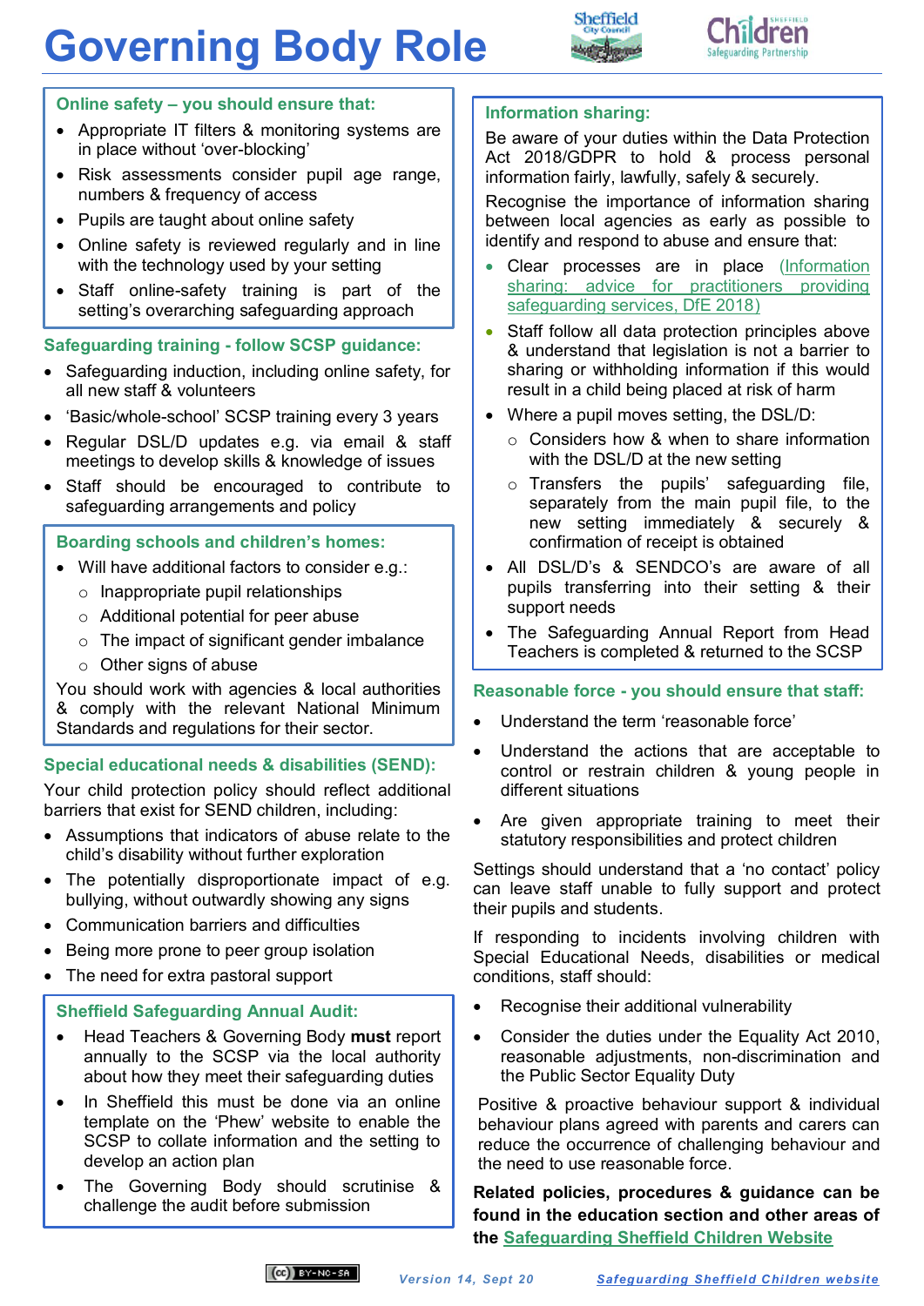# Governing Body Role

## Online safety – you should ensure that:

- Appropriate IT filters & monitoring systems are in place without 'over-blocking'
- Risk assessments consider pupil age range, numbers & frequency of access
- Pupils are taught about online safety
- Online safety is reviewed regularly and in line with the technology used by your setting
- Staff online-safety training is part of the setting's overarching safeguarding approach

## Safeguarding training - follow SCSP guidance:

- Safeguarding induction, including online safety, for all new staff & volunteers
- 'Basic/whole-school' SCSP training every 3 years
- Regular DSL/D updates e.g. via email & staff meetings to develop skills & knowledge of issues
- Staff should be encouraged to contribute to safeguarding arrangements and policy

## Boarding schools and children's homes:

- Will have additional factors to consider e.g.:
  - Inappropriate pupil relationships
  - Additional potential for peer abuse
  - The impact of significant gender imbalance
  - Other signs of abuse

You should work with agencies & local authorities & comply with the relevant National Minimum Standards and regulations for their sector.

## Special educational needs & disabilities (SEND):

Your child protection policy should reflect additional barriers that exist for SEND children, including:

- Assumptions that indicators of abuse relate to the child's disability without further exploration
- The potentially disproportionate impact of e.g. bullying, without outwardly showing any signs
- Communication barriers and difficulties
- Being more prone to peer group isolation
- The need for extra pastoral support

## Sheffield Safeguarding Annual Audit:

- Head Teachers & Governing Body **must** report annually to the SCSP via the local authority about how they meet their safeguarding duties
- In Sheffield this must be done via an online template on the 'Phew' website to enable the SCSP to collate information and the setting to develop an action plan
- The Governing Body should scrutinise & challenge the audit before submission

## Information sharing:

Be aware of your duties within the Data Protection Act 2018/GDPR to hold & process personal information fairly, lawfully, safely & securely.

Recognise the importance of information sharing between local agencies as early as possible to identify and respond to abuse and ensure that:

- Clear processes are in place (Information sharing: advice for practitioners providing safeguarding services, DfE 2018)
- Staff follow all data protection principles above & understand that legislation is not a barrier to sharing or withholding information if this would result in a child being placed at risk of harm
- Where a pupil moves setting, the DSL/D:
  - Considers how & when to share information with the DSL/D at the new setting
  - Transfers the pupils' safeguarding file, separately from the main pupil file, to the new setting immediately & securely & confirmation of receipt is obtained
- All DSL/D's & SENDCO's are aware of all pupils transferring into their setting & their support needs
- The Safeguarding Annual Report from Head Teachers is completed & returned to the SCSP

## Reasonable force - you should ensure that staff:

- Understand the term 'reasonable force'
- Understand the actions that are acceptable to control or restrain children & young people in different situations
- Are given appropriate training to meet their statutory responsibilities and protect children

Settings should understand that a 'no contact' policy can leave staff unable to fully support and protect their pupils and students.

If responding to incidents involving children with Special Educational Needs, disabilities or medical conditions, staff should:

- Recognise their additional vulnerability
- Consider the duties under the Equality Act 2010, reasonable adjustments, non-discrimination and the Public Sector Equality Duty

Positive & proactive behaviour support & individual behaviour plans agreed with parents and carers can reduce the occurrence of challenging behaviour and the need to use reasonable force.

**Related policies, procedures & guidance can be found in the education section and other areas of the Safeguarding Sheffield Children Website**

Version 14, Sept 20